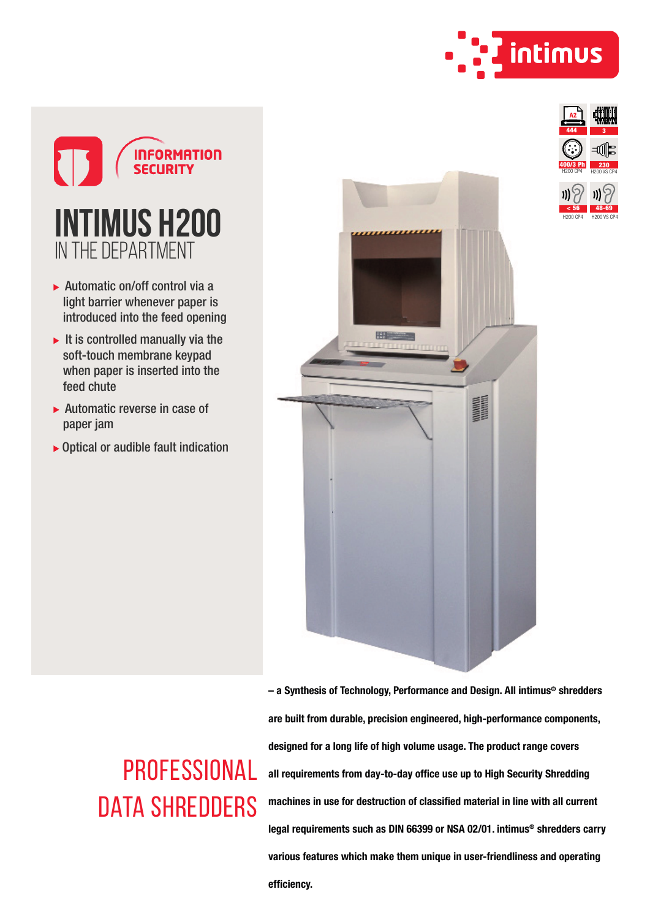intimus

INFORMATION SECURITY

# INTIMUS H200

## IN THE DEPARTMENT

- Automatic on/off control via a light barrier whenever paper is introduced into the feed opening
- It is controlled manually via the soft-touch membrane keypad when paper is inserted into the feed chute
- Automatic reverse in case of paper jam
- Optical or audible fault indication

A2 444 | 3

400/3 Ph H200 CP4 | 230 H200 VS CP4

< 56 H200 CP4 | 48-69 H200 VS CP4

## PROFESSIONAL DATA SHREDDERS

**– a Synthesis of Technology, Performance and Design. All intimus® shredders are built from durable, precision engineered, high-performance components, designed for a long life of high volume usage. The product range covers all requirements from day-to-day office use up to High Security Shredding machines in use for destruction of classified material in line with all current legal requirements such as DIN 66399 or NSA 02/01. intimus® shredders carry various features which make them unique in user-friendliness and operating efficiency.**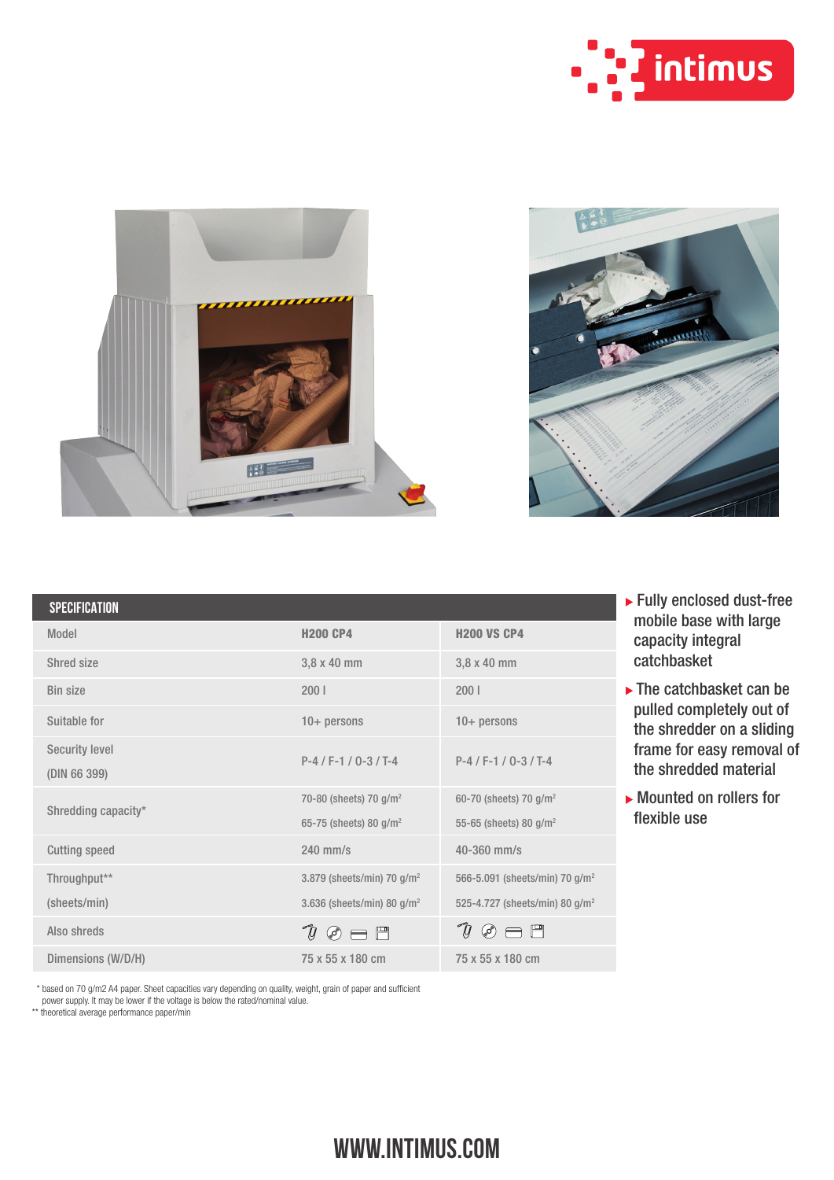## SPECIFICATION

| | | |
|---|---|---|
| Model | **H200 CP4** | **H200 VS CP4** |
| Shred size | 3,8 x 40 mm | 3,8 x 40 mm |
| Bin size | 200 l | 200 l |
| Suitable for | 10+ persons | 10+ persons |
| Security level (DIN 66 399) | P-4 / F-1 / O-3 / T-4 | P-4 / F-1 / O-3 / T-4 |
| Shredding capacity* | 70-80 (sheets) 70 g/m² 65-75 (sheets) 80 g/m² | 60-70 (sheets) 70 g/m² 55-65 (sheets) 80 g/m² |
| Cutting speed | 240 mm/s | 40-360 mm/s |
| Throughput** (sheets/min) | 3.879 (sheets/min) 70 g/m² 3.636 (sheets/min) 80 g/m² | 566-5.091 (sheets/min) 70 g/m² 525-4.727 (sheets/min) 80 g/m² |
| Also shreds | | |
| Dimensions (W/D/H) | 75 x 55 x 180 cm | 75 x 55 x 180 cm |

\* based on 70 g/m2 A4 paper. Sheet capacities vary depending on quality, weight, grain of paper and sufficient power supply. It may be lower if the voltage is below the rated/nominal value.

\*\* theoretical average performance paper/min

- Fully enclosed dust-free mobile base with large capacity integral catchbasket
- The catchbasket can be pulled completely out of the shredder on a sliding frame for easy removal of the shredded material
- Mounted on rollers for flexible use

**WWW.INTIMUS.COM**